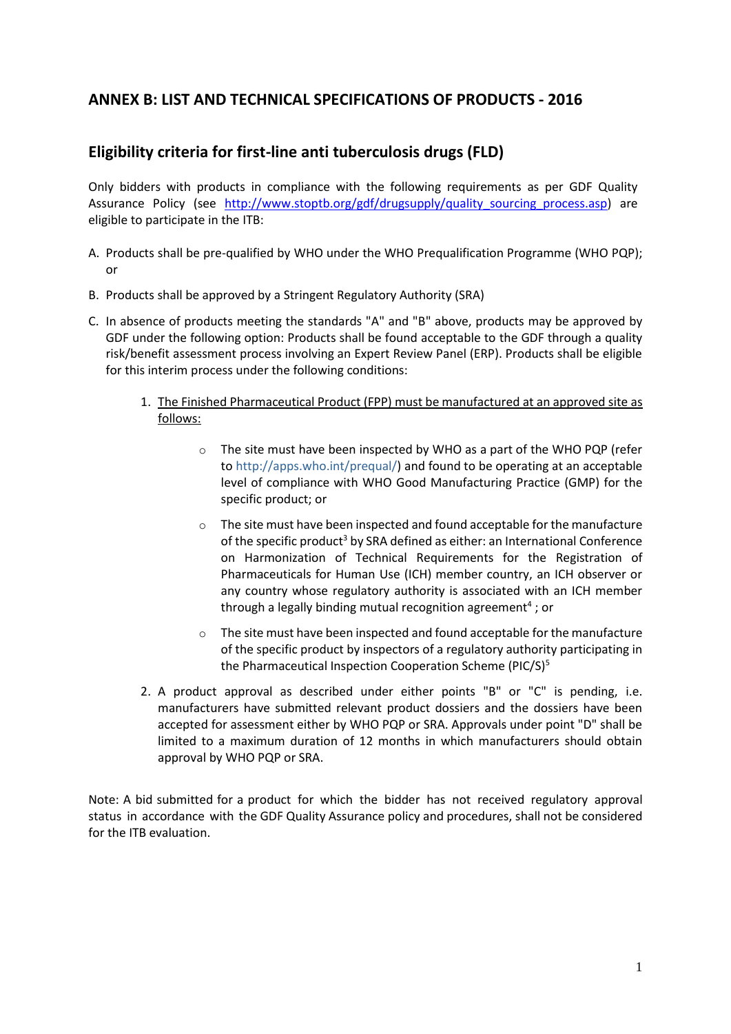## ANNEX B: LIST AND TECHNICAL SPECIFICATIONS OF PRODUCTS - 2016

## Eligibility criteria for first-line anti tuberculosis drugs (FLD)

Only bidders with products in compliance with the following requirements as per GDF Quality Assurance Policy (see http://www.stoptb.org/gdf/drugsupply/quality_sourcing_process.asp) are eligible to participate in the ITB:

A. Products shall be pre-qualified by WHO under the WHO Prequalification Programme (WHO PQP); or

B. Products shall be approved by a Stringent Regulatory Authority (SRA)

C. In absence of products meeting the standards "A" and "B" above, products may be approved by GDF under the following option: Products shall be found acceptable to the GDF through a quality risk/benefit assessment process involving an Expert Review Panel (ERP). Products shall be eligible for this interim process under the following conditions:

   1. <u>The Finished Pharmaceutical Product (FPP) must be manufactured at an approved site as follows:</u>

      - The site must have been inspected by WHO as a part of the WHO PQP (refer to http://apps.who.int/prequal/) and found to be operating at an acceptable level of compliance with WHO Good Manufacturing Practice (GMP) for the specific product; or

      - The site must have been inspected and found acceptable for the manufacture of the specific product[3] by SRA defined as either: an International Conference on Harmonization of Technical Requirements for the Registration of Pharmaceuticals for Human Use (ICH) member country, an ICH observer or any country whose regulatory authority is associated with an ICH member through a legally binding mutual recognition agreement[4] ; or

      - The site must have been inspected and found acceptable for the manufacture of the specific product by inspectors of a regulatory authority participating in the Pharmaceutical Inspection Cooperation Scheme (PIC/S)[5]

   2. A product approval as described under either points "B" or "C" is pending, i.e. manufacturers have submitted relevant product dossiers and the dossiers have been accepted for assessment either by WHO PQP or SRA. Approvals under point "D" shall be limited to a maximum duration of 12 months in which manufacturers should obtain approval by WHO PQP or SRA.

Note: A bid submitted for a product for which the bidder has not received regulatory approval status in accordance with the GDF Quality Assurance policy and procedures, shall not be considered for the ITB evaluation.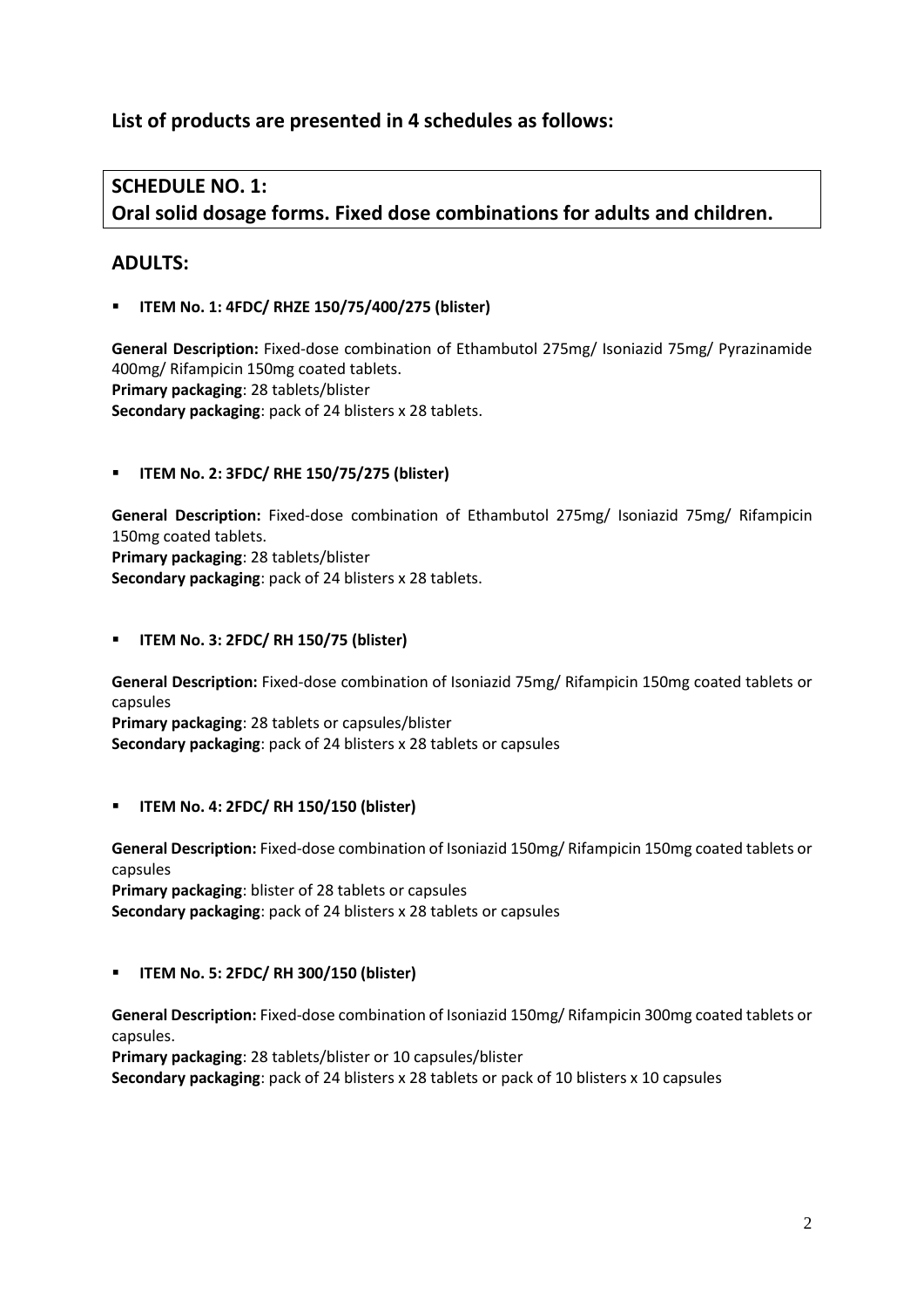## List of products are presented in 4 schedules as follows:

## SCHEDULE NO. 1:
## Oral solid dosage forms. Fixed dose combinations for adults and children.

## ADULTS:

- **ITEM No. 1: 4FDC/ RHZE 150/75/400/275 (blister)**

**General Description:** Fixed-dose combination of Ethambutol 275mg/ Isoniazid 75mg/ Pyrazinamide 400mg/ Rifampicin 150mg coated tablets.
**Primary packaging**: 28 tablets/blister
**Secondary packaging**: pack of 24 blisters x 28 tablets.

- **ITEM No. 2: 3FDC/ RHE 150/75/275 (blister)**

**General Description:** Fixed-dose combination of Ethambutol 275mg/ Isoniazid 75mg/ Rifampicin 150mg coated tablets.
**Primary packaging**: 28 tablets/blister
**Secondary packaging**: pack of 24 blisters x 28 tablets.

- **ITEM No. 3: 2FDC/ RH 150/75 (blister)**

**General Description:** Fixed-dose combination of Isoniazid 75mg/ Rifampicin 150mg coated tablets or capsules
**Primary packaging**: 28 tablets or capsules/blister
**Secondary packaging**: pack of 24 blisters x 28 tablets or capsules

- **ITEM No. 4: 2FDC/ RH 150/150 (blister)**

**General Description:** Fixed-dose combination of Isoniazid 150mg/ Rifampicin 150mg coated tablets or capsules
**Primary packaging**: blister of 28 tablets or capsules
**Secondary packaging**: pack of 24 blisters x 28 tablets or capsules

- **ITEM No. 5: 2FDC/ RH 300/150 (blister)**

**General Description:** Fixed-dose combination of Isoniazid 150mg/ Rifampicin 300mg coated tablets or capsules.
**Primary packaging**: 28 tablets/blister or 10 capsules/blister
**Secondary packaging**: pack of 24 blisters x 28 tablets or pack of 10 blisters x 10 capsules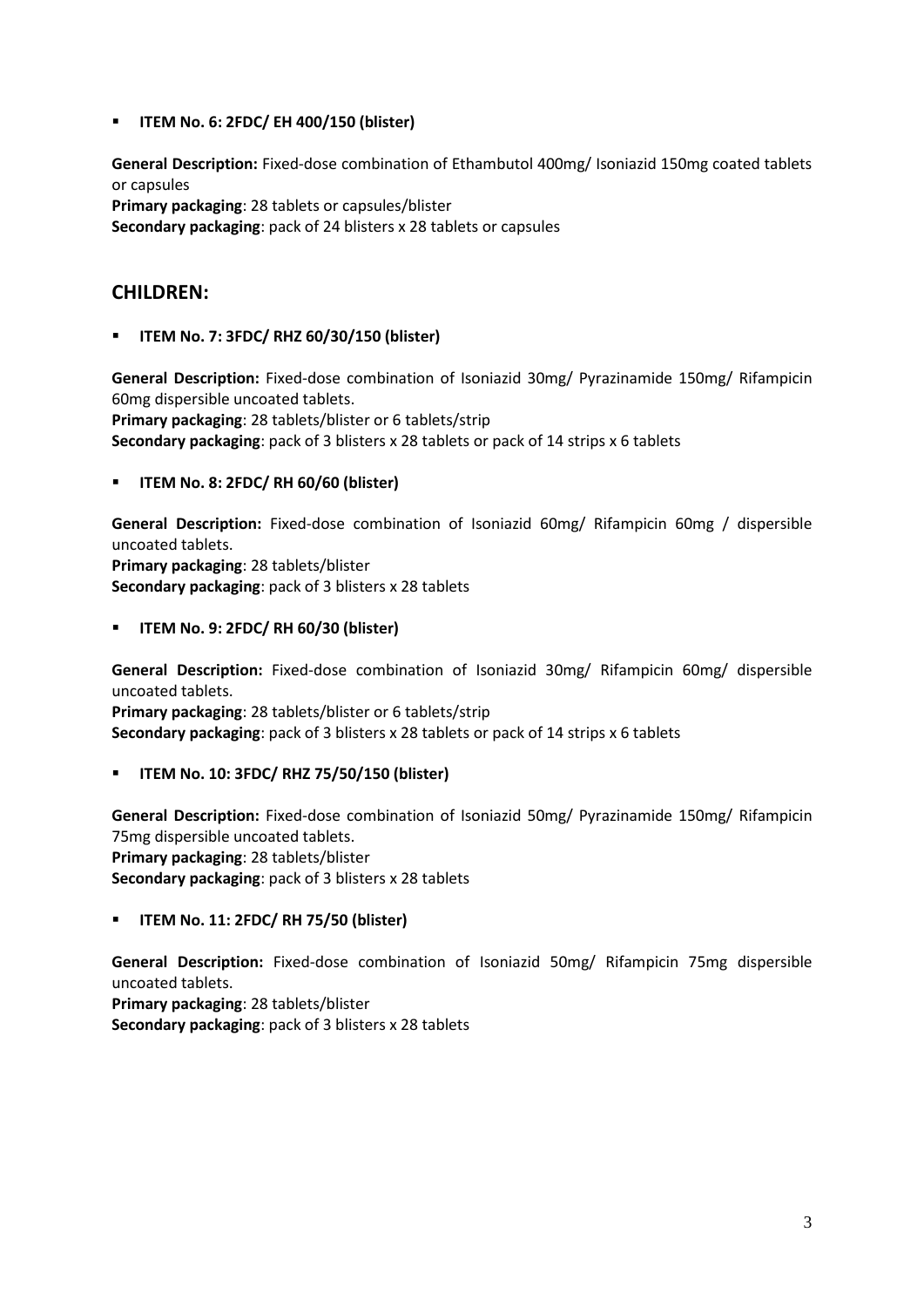- **ITEM No. 6: 2FDC/ EH 400/150 (blister)**

**General Description:** Fixed-dose combination of Ethambutol 400mg/ Isoniazid 150mg coated tablets or capsules
**Primary packaging**: 28 tablets or capsules/blister
**Secondary packaging**: pack of 24 blisters x 28 tablets or capsules

## CHILDREN:

- **ITEM No. 7: 3FDC/ RHZ 60/30/150 (blister)**

**General Description:** Fixed-dose combination of Isoniazid 30mg/ Pyrazinamide 150mg/ Rifampicin 60mg dispersible uncoated tablets.
**Primary packaging**: 28 tablets/blister or 6 tablets/strip
**Secondary packaging**: pack of 3 blisters x 28 tablets or pack of 14 strips x 6 tablets

- **ITEM No. 8: 2FDC/ RH 60/60 (blister)**

**General Description:** Fixed-dose combination of Isoniazid 60mg/ Rifampicin 60mg / dispersible uncoated tablets.
**Primary packaging**: 28 tablets/blister
**Secondary packaging**: pack of 3 blisters x 28 tablets

- **ITEM No. 9: 2FDC/ RH 60/30 (blister)**

**General Description:** Fixed-dose combination of Isoniazid 30mg/ Rifampicin 60mg/ dispersible uncoated tablets.
**Primary packaging**: 28 tablets/blister or 6 tablets/strip
**Secondary packaging**: pack of 3 blisters x 28 tablets or pack of 14 strips x 6 tablets

- **ITEM No. 10: 3FDC/ RHZ 75/50/150 (blister)**

**General Description:** Fixed-dose combination of Isoniazid 50mg/ Pyrazinamide 150mg/ Rifampicin 75mg dispersible uncoated tablets.
**Primary packaging**: 28 tablets/blister
**Secondary packaging**: pack of 3 blisters x 28 tablets

- **ITEM No. 11: 2FDC/ RH 75/50 (blister)**

**General Description:** Fixed-dose combination of Isoniazid 50mg/ Rifampicin 75mg dispersible uncoated tablets.
**Primary packaging**: 28 tablets/blister
**Secondary packaging**: pack of 3 blisters x 28 tablets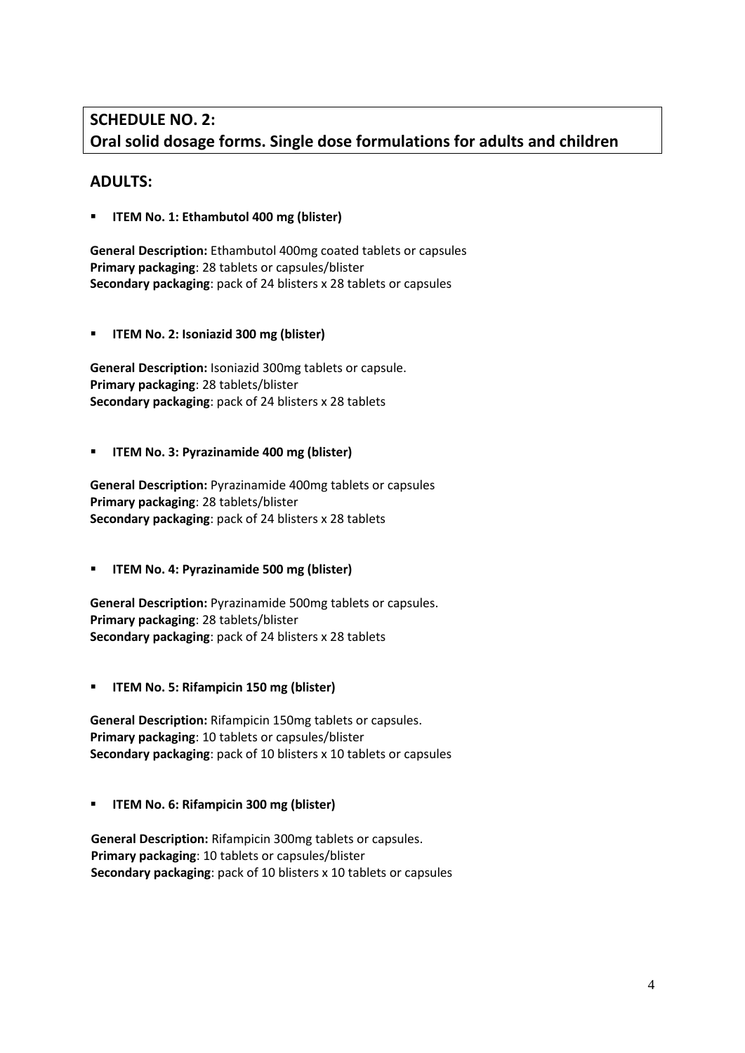## SCHEDULE NO. 2: Oral solid dosage forms. Single dose formulations for adults and children

## ADULTS:

- **ITEM No. 1: Ethambutol 400 mg (blister)**

**General Description:** Ethambutol 400mg coated tablets or capsules
**Primary packaging**: 28 tablets or capsules/blister
**Secondary packaging**: pack of 24 blisters x 28 tablets or capsules

- **ITEM No. 2: Isoniazid 300 mg (blister)**

**General Description:** Isoniazid 300mg tablets or capsule.
**Primary packaging**: 28 tablets/blister
**Secondary packaging**: pack of 24 blisters x 28 tablets

- **ITEM No. 3: Pyrazinamide 400 mg (blister)**

**General Description:** Pyrazinamide 400mg tablets or capsules
**Primary packaging**: 28 tablets/blister
**Secondary packaging**: pack of 24 blisters x 28 tablets

- **ITEM No. 4: Pyrazinamide 500 mg (blister)**

**General Description:** Pyrazinamide 500mg tablets or capsules.
**Primary packaging**: 28 tablets/blister
**Secondary packaging**: pack of 24 blisters x 28 tablets

- **ITEM No. 5: Rifampicin 150 mg (blister)**

**General Description:** Rifampicin 150mg tablets or capsules.
**Primary packaging**: 10 tablets or capsules/blister
**Secondary packaging**: pack of 10 blisters x 10 tablets or capsules

- **ITEM No. 6: Rifampicin 300 mg (blister)**

**General Description:** Rifampicin 300mg tablets or capsules.
**Primary packaging**: 10 tablets or capsules/blister
**Secondary packaging**: pack of 10 blisters x 10 tablets or capsules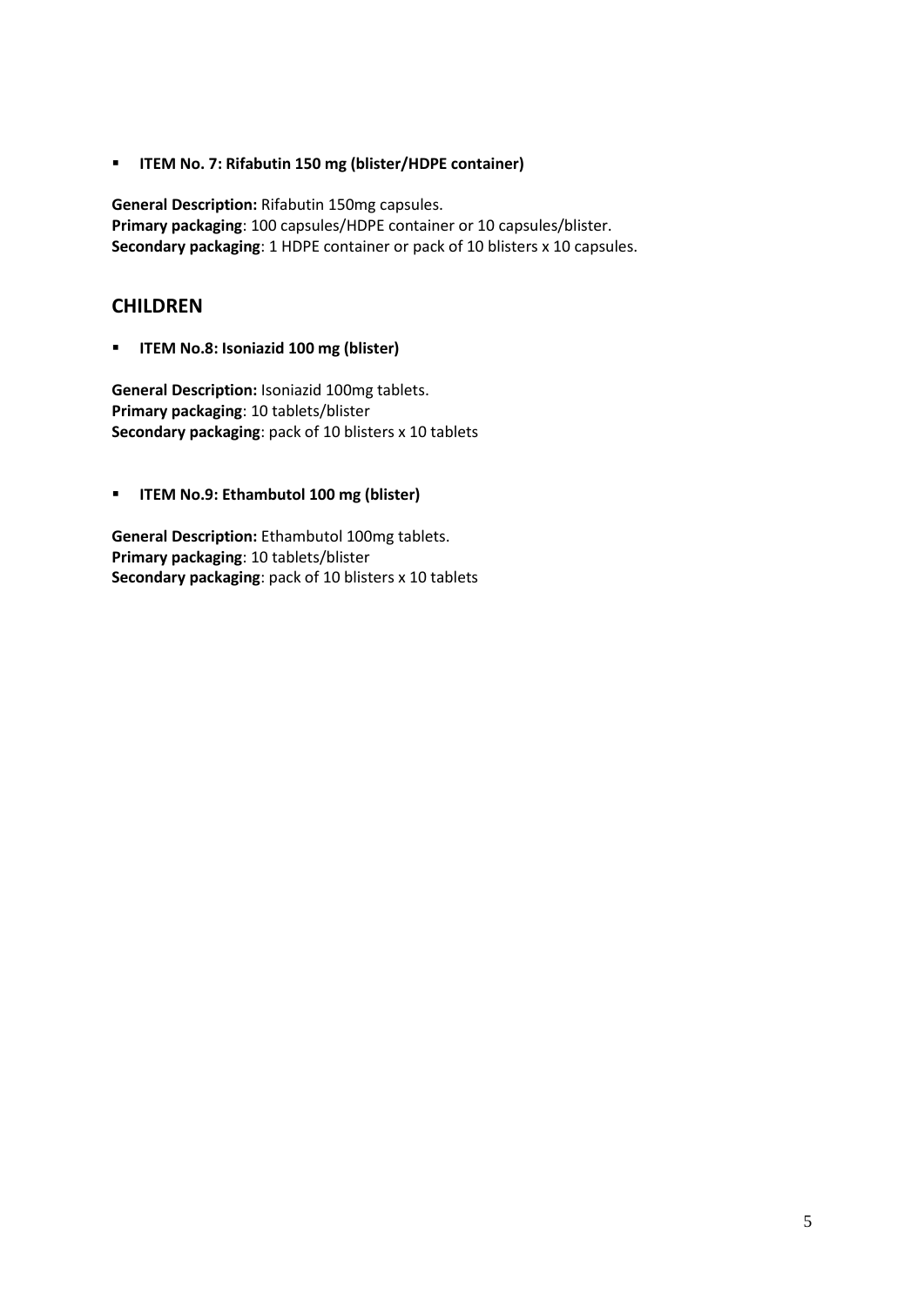- **ITEM No. 7: Rifabutin 150 mg (blister/HDPE container)**

**General Description:** Rifabutin 150mg capsules.
**Primary packaging**: 100 capsules/HDPE container or 10 capsules/blister.
**Secondary packaging**: 1 HDPE container or pack of 10 blisters x 10 capsules.

## CHILDREN

- **ITEM No.8: Isoniazid 100 mg (blister)**

**General Description:** Isoniazid 100mg tablets.
**Primary packaging**: 10 tablets/blister
**Secondary packaging**: pack of 10 blisters x 10 tablets

- **ITEM No.9: Ethambutol 100 mg (blister)**

**General Description:** Ethambutol 100mg tablets.
**Primary packaging**: 10 tablets/blister
**Secondary packaging**: pack of 10 blisters x 10 tablets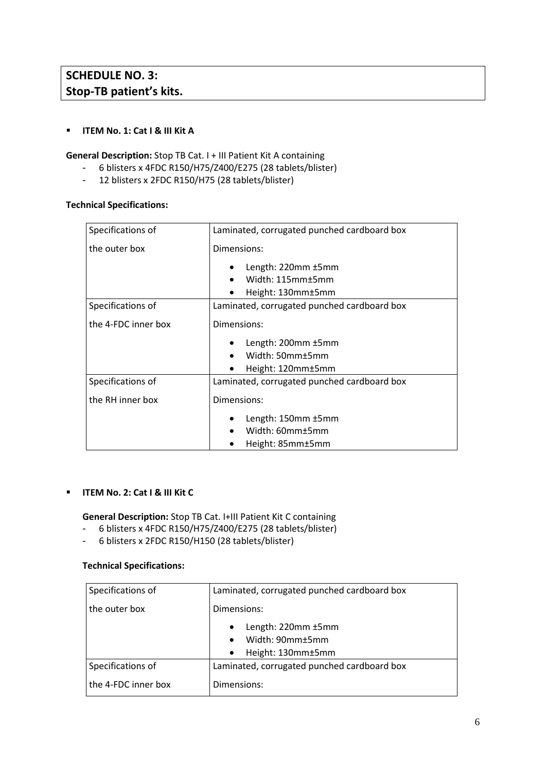## SCHEDULE NO. 3:
## Stop-TB patient's kits.

- **ITEM No. 1: Cat I & III Kit A**

**General Description:** Stop TB Cat. I + III Patient Kit A containing

- 6 blisters x 4FDC R150/H75/Z400/E275 (28 tablets/blister)
- 12 blisters x 2FDC R150/H75 (28 tablets/blister)

**Technical Specifications:**

| | |
|---|---|
| Specifications of the outer box | Laminated, corrugated punched cardboard box<br>Dimensions:<br>• Length: 220mm ±5mm<br>• Width: 115mm±5mm<br>• Height: 130mm±5mm |
| Specifications of the 4-FDC inner box | Laminated, corrugated punched cardboard box<br>Dimensions:<br>• Length: 200mm ±5mm<br>• Width: 50mm±5mm<br>• Height: 120mm±5mm |
| Specifications of the RH inner box | Laminated, corrugated punched cardboard box<br>Dimensions:<br>• Length: 150mm ±5mm<br>• Width: 60mm±5mm<br>• Height: 85mm±5mm |

- **ITEM No. 2: Cat I & III Kit C**

**General Description:** Stop TB Cat. I+III Patient Kit C containing

- 6 blisters x 4FDC R150/H75/Z400/E275 (28 tablets/blister)
- 6 blisters x 2FDC R150/H150 (28 tablets/blister)

**Technical Specifications:**

| | |
|---|---|
| Specifications of the outer box | Laminated, corrugated punched cardboard box<br>Dimensions:<br>• Length: 220mm ±5mm<br>• Width: 90mm±5mm<br>• Height: 130mm±5mm |
| Specifications of the 4-FDC inner box | Laminated, corrugated punched cardboard box<br>Dimensions: |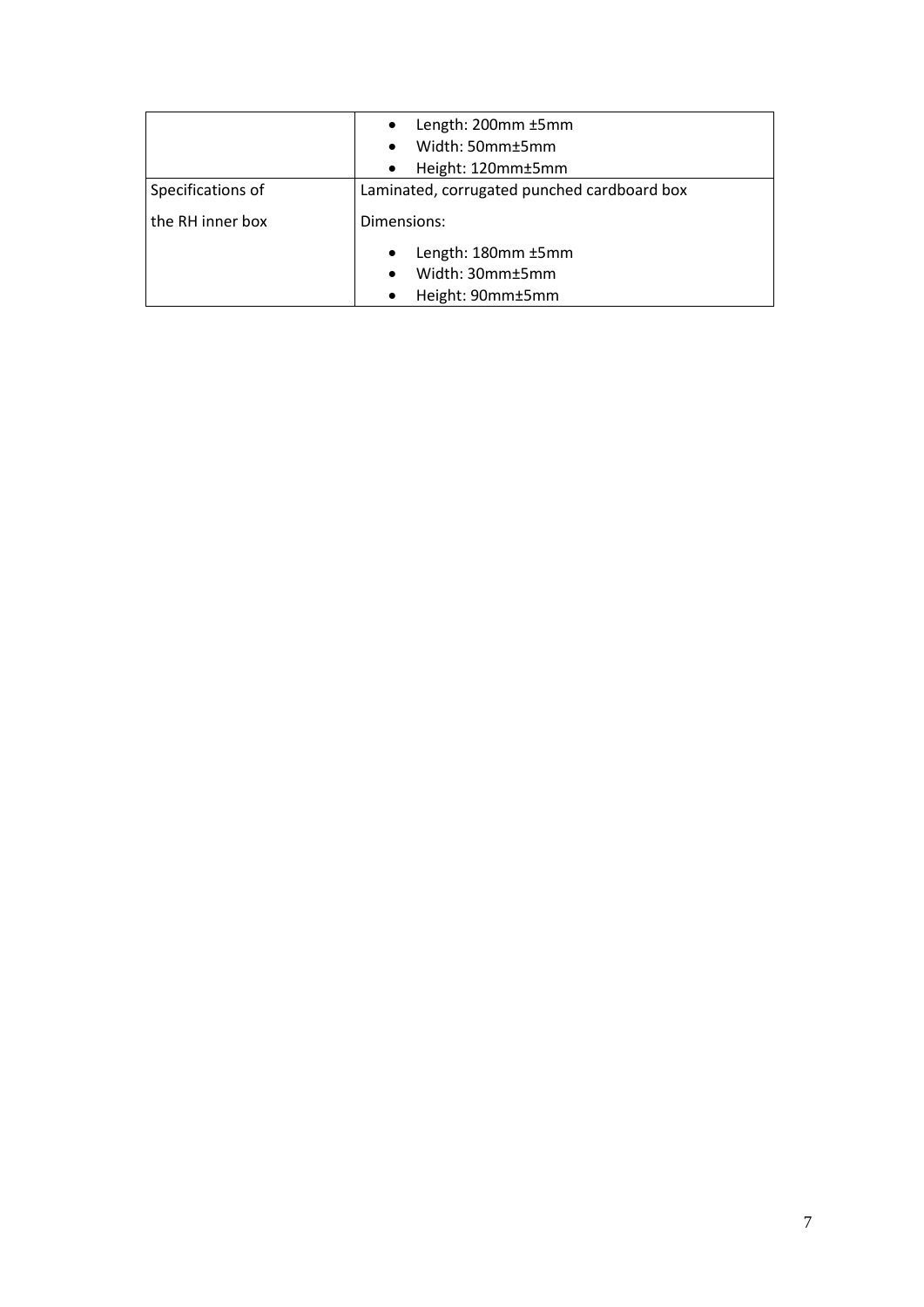| | |
|---|---|
| | • Length: 200mm ±5mm<br>• Width: 50mm±5mm<br>• Height: 120mm±5mm |
| Specifications of the RH inner box | Laminated, corrugated punched cardboard box<br>Dimensions:<br>• Length: 180mm ±5mm<br>• Width: 30mm±5mm<br>• Height: 90mm±5mm |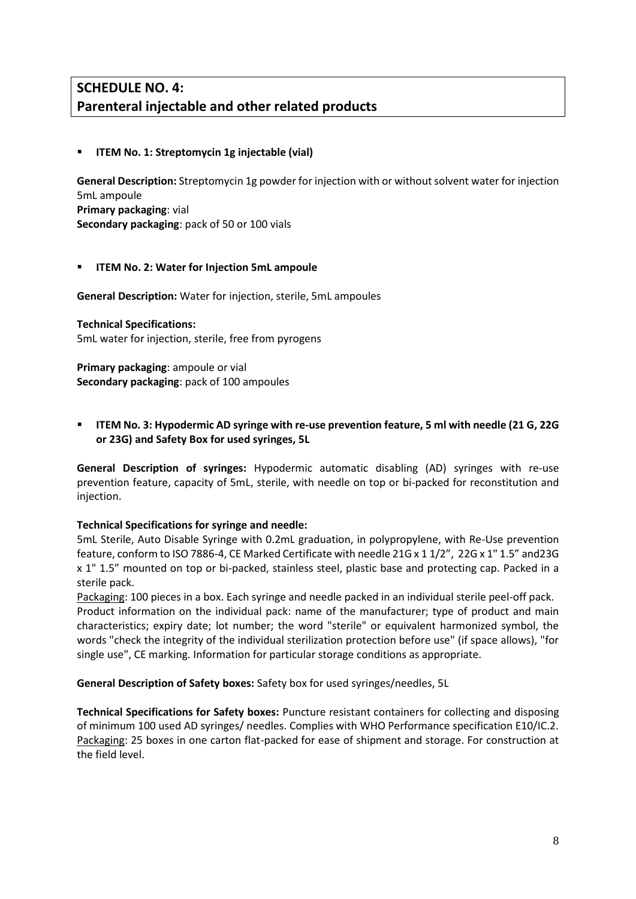## SCHEDULE NO. 4:
## Parenteral injectable and other related products

- **ITEM No. 1: Streptomycin 1g injectable (vial)**

**General Description:** Streptomycin 1g powder for injection with or without solvent water for injection 5mL ampoule
**Primary packaging**: vial
**Secondary packaging**: pack of 50 or 100 vials

- **ITEM No. 2: Water for Injection 5mL ampoule**

**General Description:** Water for injection, sterile, 5mL ampoules

**Technical Specifications:**
5mL water for injection, sterile, free from pyrogens

**Primary packaging**: ampoule or vial
**Secondary packaging**: pack of 100 ampoules

- **ITEM No. 3: Hypodermic AD syringe with re-use prevention feature, 5 ml with needle (21 G, 22G or 23G) and Safety Box for used syringes, 5L**

**General Description of syringes:** Hypodermic automatic disabling (AD) syringes with re-use prevention feature, capacity of 5mL, sterile, with needle on top or bi-packed for reconstitution and injection.

**Technical Specifications for syringe and needle:**
5mL Sterile, Auto Disable Syringe with 0.2mL graduation, in polypropylene, with Re-Use prevention feature, conform to ISO 7886-4, CE Marked Certificate with needle 21G x 1 1/2", 22G x 1" 1.5" and23G x 1" 1.5" mounted on top or bi-packed, stainless steel, plastic base and protecting cap. Packed in a sterile pack.
Packaging: 100 pieces in a box. Each syringe and needle packed in an individual sterile peel-off pack.
Product information on the individual pack: name of the manufacturer; type of product and main characteristics; expiry date; lot number; the word "sterile" or equivalent harmonized symbol, the words "check the integrity of the individual sterilization protection before use" (if space allows), "for single use", CE marking. Information for particular storage conditions as appropriate.

**General Description of Safety boxes:** Safety box for used syringes/needles, 5L

**Technical Specifications for Safety boxes:** Puncture resistant containers for collecting and disposing of minimum 100 used AD syringes/ needles. Complies with WHO Performance specification E10/IC.2.
Packaging: 25 boxes in one carton flat-packed for ease of shipment and storage. For construction at the field level.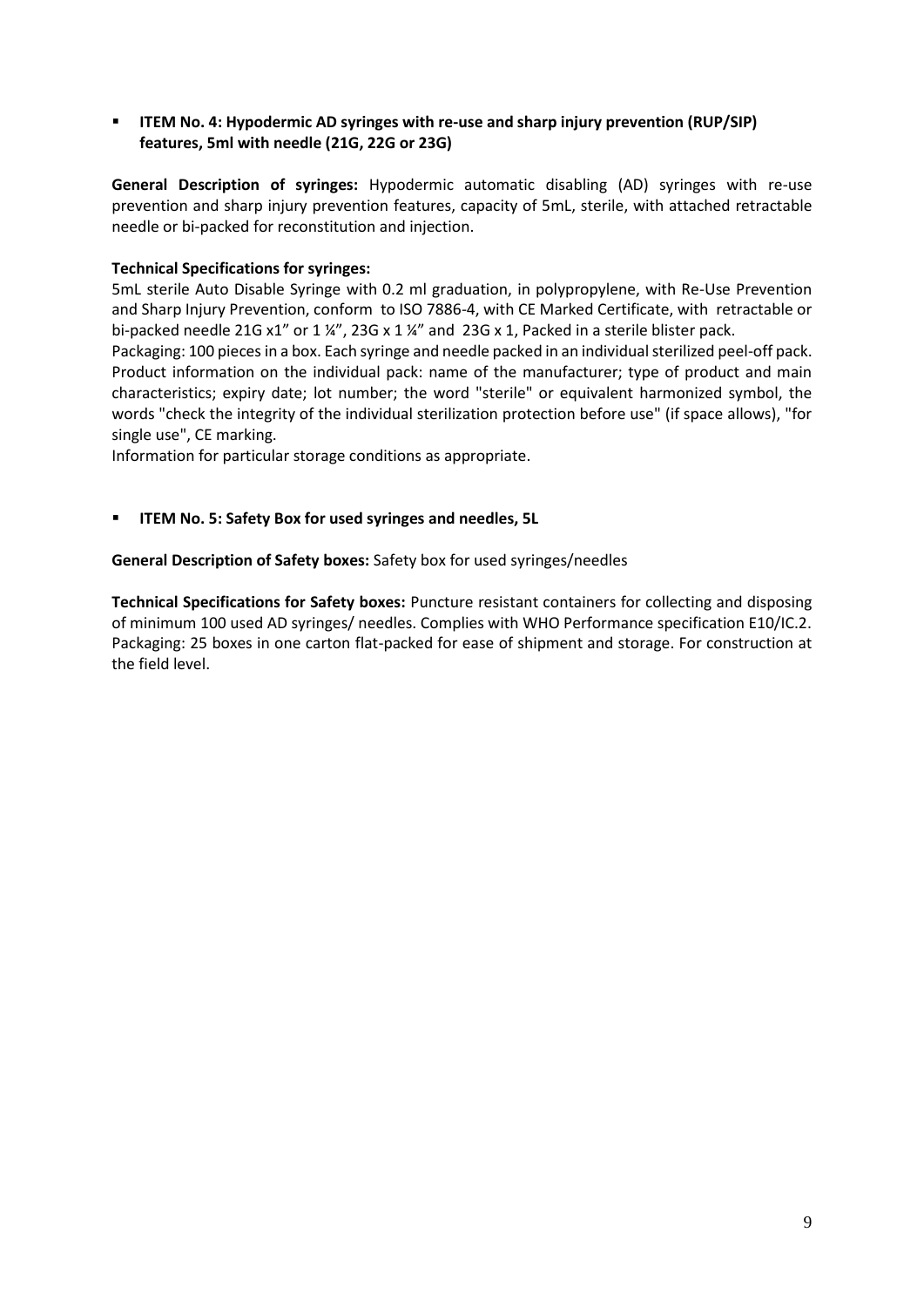- **ITEM No. 4: Hypodermic AD syringes with re-use and sharp injury prevention (RUP/SIP) features, 5ml with needle (21G, 22G or 23G)**

**General Description of syringes:** Hypodermic automatic disabling (AD) syringes with re-use prevention and sharp injury prevention features, capacity of 5mL, sterile, with attached retractable needle or bi-packed for reconstitution and injection.

**Technical Specifications for syringes:**
5mL sterile Auto Disable Syringe with 0.2 ml graduation, in polypropylene, with Re-Use Prevention and Sharp Injury Prevention, conform to ISO 7886-4, with CE Marked Certificate, with retractable or bi-packed needle 21G x1" or 1 ¼", 23G x 1 ¼" and 23G x 1, Packed in a sterile blister pack.
Packaging: 100 pieces in a box. Each syringe and needle packed in an individual sterilized peel-off pack. Product information on the individual pack: name of the manufacturer; type of product and main characteristics; expiry date; lot number; the word "sterile" or equivalent harmonized symbol, the words "check the integrity of the individual sterilization protection before use" (if space allows), "for single use", CE marking.
Information for particular storage conditions as appropriate.

- **ITEM No. 5: Safety Box for used syringes and needles, 5L**

**General Description of Safety boxes:** Safety box for used syringes/needles

**Technical Specifications for Safety boxes:** Puncture resistant containers for collecting and disposing of minimum 100 used AD syringes/ needles. Complies with WHO Performance specification E10/IC.2. Packaging: 25 boxes in one carton flat-packed for ease of shipment and storage. For construction at the field level.